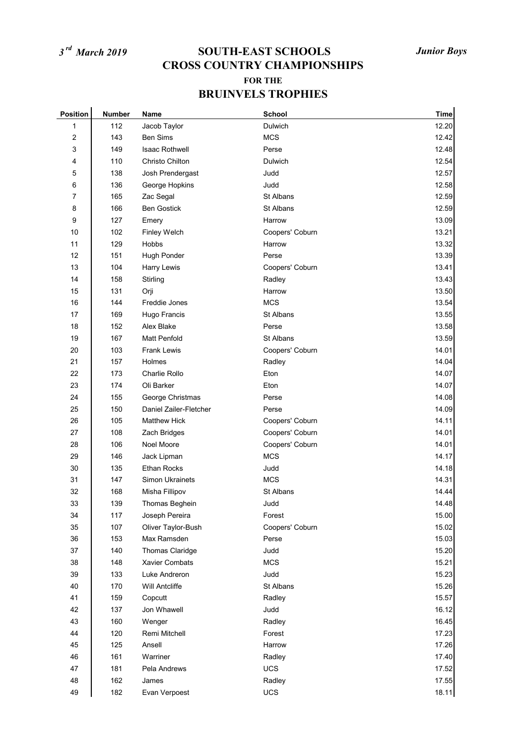*3[rd] March 2019* **SOUTH-EAST SCHOOLS CROSS COUNTRY CHAMPIONSHIPS** *Junior Boys*

**FOR THE**

# BRUINVELS TROPHIES

| Position | Number | Name | School | Time |
|---|---|---|---|---|
| 1 | 112 | Jacob Taylor | Dulwich | 12.20 |
| 2 | 143 | Ben Sims | MCS | 12.42 |
| 3 | 149 | Isaac Rothwell | Perse | 12.48 |
| 4 | 110 | Christo Chilton | Dulwich | 12.54 |
| 5 | 138 | Josh Prendergast | Judd | 12.57 |
| 6 | 136 | George Hopkins | Judd | 12.58 |
| 7 | 165 | Zac Segal | St Albans | 12.59 |
| 8 | 166 | Ben Gostick | St Albans | 12.59 |
| 9 | 127 | Emery | Harrow | 13.09 |
| 10 | 102 | Finley Welch | Coopers' Coburn | 13.21 |
| 11 | 129 | Hobbs | Harrow | 13.32 |
| 12 | 151 | Hugh Ponder | Perse | 13.39 |
| 13 | 104 | Harry Lewis | Coopers' Coburn | 13.41 |
| 14 | 158 | Stirling | Radley | 13.43 |
| 15 | 131 | Orji | Harrow | 13.50 |
| 16 | 144 | Freddie Jones | MCS | 13.54 |
| 17 | 169 | Hugo Francis | St Albans | 13.55 |
| 18 | 152 | Alex Blake | Perse | 13.58 |
| 19 | 167 | Matt Penfold | St Albans | 13.59 |
| 20 | 103 | Frank Lewis | Coopers' Coburn | 14.01 |
| 21 | 157 | Holmes | Radley | 14.04 |
| 22 | 173 | Charlie Rollo | Eton | 14.07 |
| 23 | 174 | Oli Barker | Eton | 14.07 |
| 24 | 155 | George Christmas | Perse | 14.08 |
| 25 | 150 | Daniel Zailer-Fletcher | Perse | 14.09 |
| 26 | 105 | Matthew Hick | Coopers' Coburn | 14.11 |
| 27 | 108 | Zach Bridges | Coopers' Coburn | 14.01 |
| 28 | 106 | Noel Moore | Coopers' Coburn | 14.01 |
| 29 | 146 | Jack Lipman | MCS | 14.17 |
| 30 | 135 | Ethan Rocks | Judd | 14.18 |
| 31 | 147 | Simon Ukrainets | MCS | 14.31 |
| 32 | 168 | Misha Fillipov | St Albans | 14.44 |
| 33 | 139 | Thomas Beghein | Judd | 14.48 |
| 34 | 117 | Joseph Pereira | Forest | 15.00 |
| 35 | 107 | Oliver Taylor-Bush | Coopers' Coburn | 15.02 |
| 36 | 153 | Max Ramsden | Perse | 15.03 |
| 37 | 140 | Thomas Claridge | Judd | 15.20 |
| 38 | 148 | Xavier Combats | MCS | 15.21 |
| 39 | 133 | Luke Andreron | Judd | 15.23 |
| 40 | 170 | Will Antcliffe | St Albans | 15.26 |
| 41 | 159 | Copcutt | Radley | 15.57 |
| 42 | 137 | Jon Whawell | Judd | 16.12 |
| 43 | 160 | Wenger | Radley | 16.45 |
| 44 | 120 | Remi Mitchell | Forest | 17.23 |
| 45 | 125 | Ansell | Harrow | 17.26 |
| 46 | 161 | Warriner | Radley | 17.40 |
| 47 | 181 | Pela Andrews | UCS | 17.52 |
| 48 | 162 | James | Radley | 17.55 |
| 49 | 182 | Evan Verpoest | UCS | 18.11 |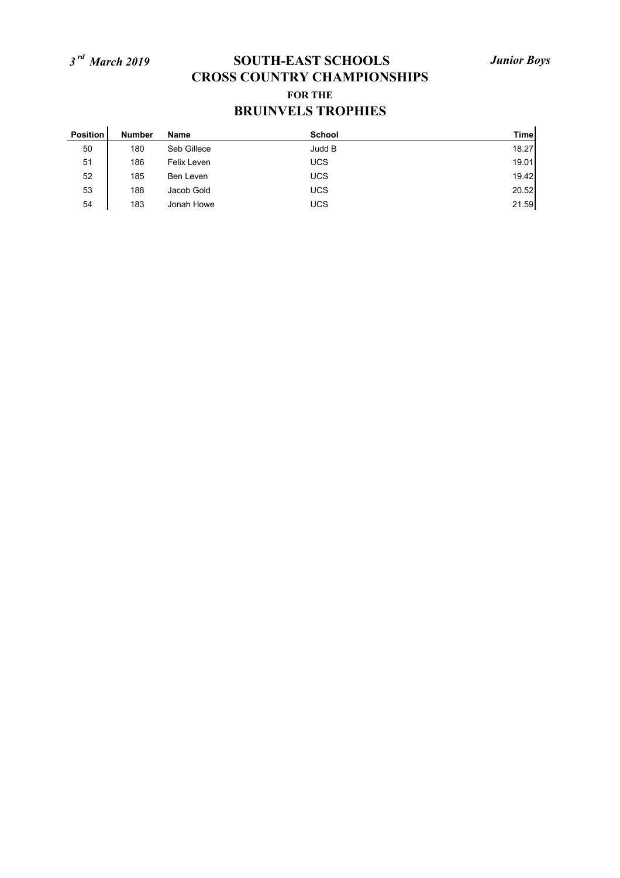*3rd March 2019*

# SOUTH-EAST SCHOOLS CROSS COUNTRY CHAMPIONSHIPS

### FOR THE

## BRUINVELS TROPHIES

*Junior Boys*

| Position | Number | Name | School | Time |
|---|---|---|---|---|
| 50 | 180 | Seb Gillece | Judd B | 18.27 |
| 51 | 186 | Felix Leven | UCS | 19.01 |
| 52 | 185 | Ben Leven | UCS | 19.42 |
| 53 | 188 | Jacob Gold | UCS | 20.52 |
| 54 | 183 | Jonah Howe | UCS | 21.59 |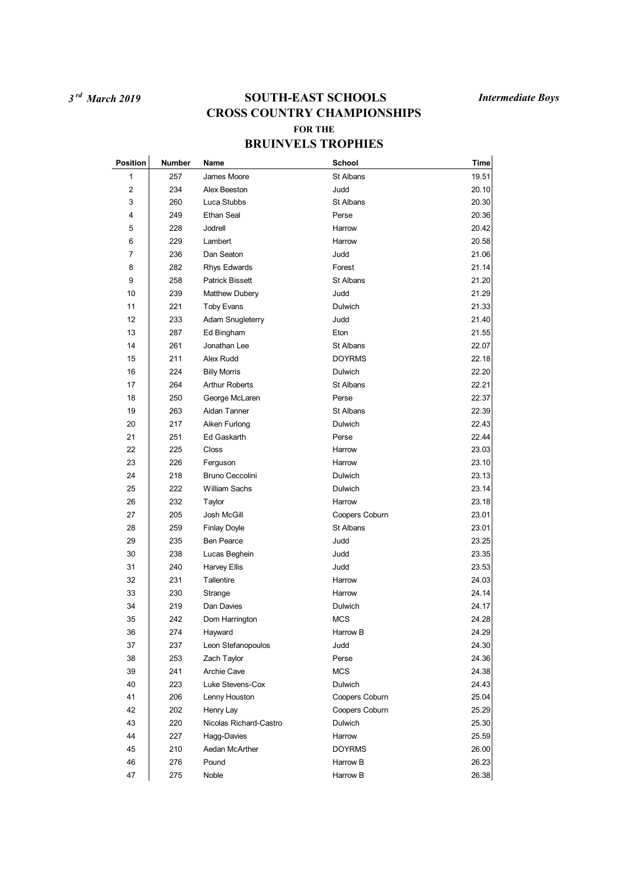*3rd March 2019*

# SOUTH-EAST SCHOOLS CROSS COUNTRY CHAMPIONSHIPS

**FOR THE**

## BRUINVELS TROPHIES

***Intermediate Boys***

| Position | Number | Name | School | Time |
|---|---|---|---|---|
| 1 | 257 | James Moore | St Albans | 19.51 |
| 2 | 234 | Alex Beeston | Judd | 20.10 |
| 3 | 260 | Luca Stubbs | St Albans | 20.30 |
| 4 | 249 | Ethan Seal | Perse | 20.36 |
| 5 | 228 | Jodrell | Harrow | 20.42 |
| 6 | 229 | Lambert | Harrow | 20.58 |
| 7 | 236 | Dan Seaton | Judd | 21.06 |
| 8 | 282 | Rhys Edwards | Forest | 21.14 |
| 9 | 258 | Patrick Bissett | St Albans | 21.20 |
| 10 | 239 | Matthew Dubery | Judd | 21.29 |
| 11 | 221 | Toby Evans | Dulwich | 21.33 |
| 12 | 233 | Adam Snugleterry | Judd | 21.40 |
| 13 | 287 | Ed Bingham | Eton | 21.55 |
| 14 | 261 | Jonathan Lee | St Albans | 22.07 |
| 15 | 211 | Alex Rudd | DOYRMS | 22.18 |
| 16 | 224 | Billy Morris | Dulwich | 22.20 |
| 17 | 264 | Arthur Roberts | St Albans | 22.21 |
| 18 | 250 | George McLaren | Perse | 22.37 |
| 19 | 263 | Aidan Tanner | St Albans | 22.39 |
| 20 | 217 | Aiken Furlong | Dulwich | 22.43 |
| 21 | 251 | Ed Gaskarth | Perse | 22.44 |
| 22 | 225 | Closs | Harrow | 23.03 |
| 23 | 226 | Ferguson | Harrow | 23.10 |
| 24 | 218 | Bruno Ceccolini | Dulwich | 23.13 |
| 25 | 222 | William Sachs | Dulwich | 23.14 |
| 26 | 232 | Taylor | Harrow | 23.18 |
| 27 | 205 | Josh McGill | Coopers Coburn | 23.01 |
| 28 | 259 | Finlay Doyle | St Albans | 23.01 |
| 29 | 235 | Ben Pearce | Judd | 23.25 |
| 30 | 238 | Lucas Beghein | Judd | 23.35 |
| 31 | 240 | Harvey Ellis | Judd | 23.53 |
| 32 | 231 | Tallentire | Harrow | 24.03 |
| 33 | 230 | Strange | Harrow | 24.14 |
| 34 | 219 | Dan Davies | Dulwich | 24.17 |
| 35 | 242 | Dom Harrington | MCS | 24.28 |
| 36 | 274 | Hayward | Harrow B | 24.29 |
| 37 | 237 | Leon Stefanopoulos | Judd | 24.30 |
| 38 | 253 | Zach Taylor | Perse | 24.36 |
| 39 | 241 | Archie Cave | MCS | 24.38 |
| 40 | 223 | Luke Stevens-Cox | Dulwich | 24.43 |
| 41 | 206 | Lenny Houston | Coopers Coburn | 25.04 |
| 42 | 202 | Henry Lay | Coopers Coburn | 25.29 |
| 43 | 220 | Nicolas Richard-Castro | Dulwich | 25.30 |
| 44 | 227 | Hagg-Davies | Harrow | 25.59 |
| 45 | 210 | Aedan McArther | DOYRMS | 26.00 |
| 46 | 276 | Pound | Harrow B | 26.23 |
| 47 | 275 | Noble | Harrow B | 26.38 |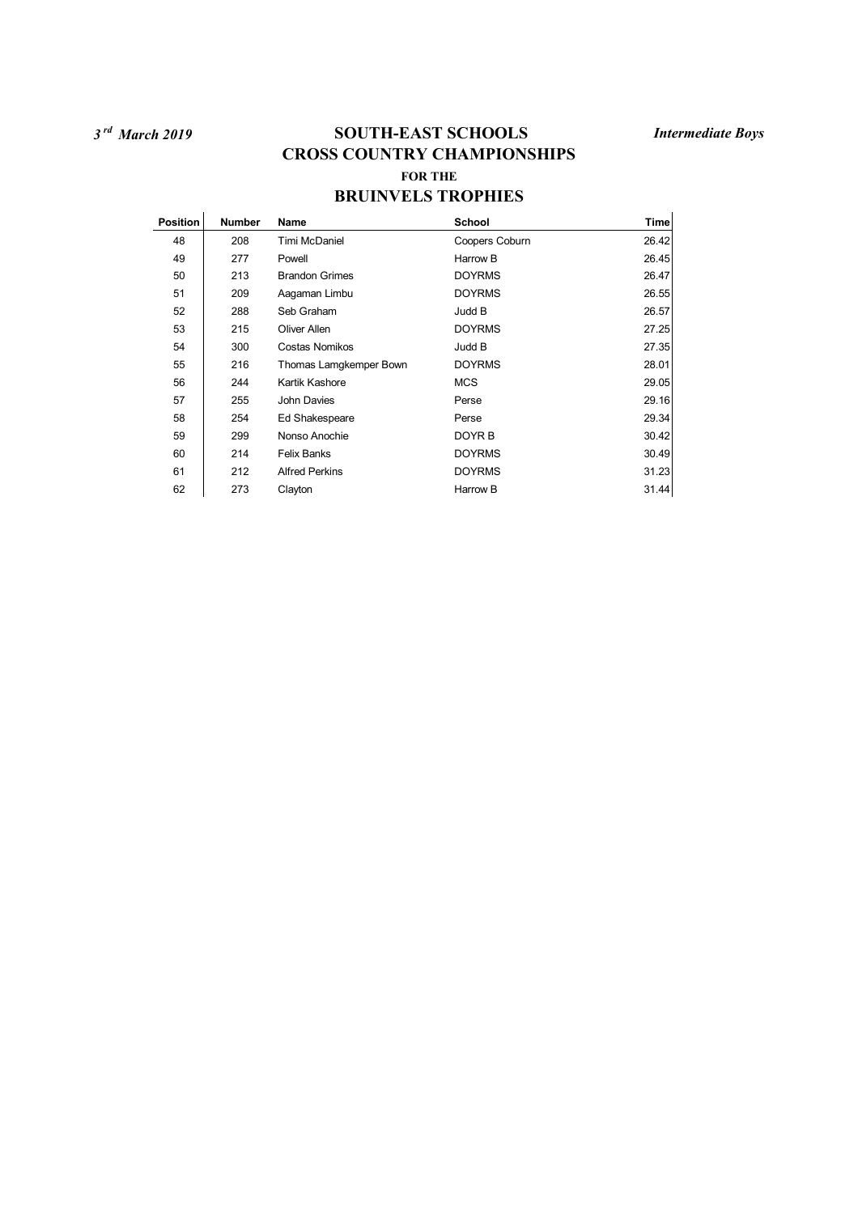*3rd March 2019*

# SOUTH-EAST SCHOOLS CROSS COUNTRY CHAMPIONSHIPS

### FOR THE

## BRUINVELS TROPHIES

*Intermediate Boys*

| Position | Number | Name | School | Time |
|---|---|---|---|---|
| 48 | 208 | Timi McDaniel | Coopers Coburn | 26.42 |
| 49 | 277 | Powell | Harrow B | 26.45 |
| 50 | 213 | Brandon Grimes | DOYRMS | 26.47 |
| 51 | 209 | Aagaman Limbu | DOYRMS | 26.55 |
| 52 | 288 | Seb Graham | Judd B | 26.57 |
| 53 | 215 | Oliver Allen | DOYRMS | 27.25 |
| 54 | 300 | Costas Nomikos | Judd B | 27.35 |
| 55 | 216 | Thomas Lamgkemper Bown | DOYRMS | 28.01 |
| 56 | 244 | Kartik Kashore | MCS | 29.05 |
| 57 | 255 | John Davies | Perse | 29.16 |
| 58 | 254 | Ed Shakespeare | Perse | 29.34 |
| 59 | 299 | Nonso Anochie | DOYR B | 30.42 |
| 60 | 214 | Felix Banks | DOYRMS | 30.49 |
| 61 | 212 | Alfred Perkins | DOYRMS | 31.23 |
| 62 | 273 | Clayton | Harrow B | 31.44 |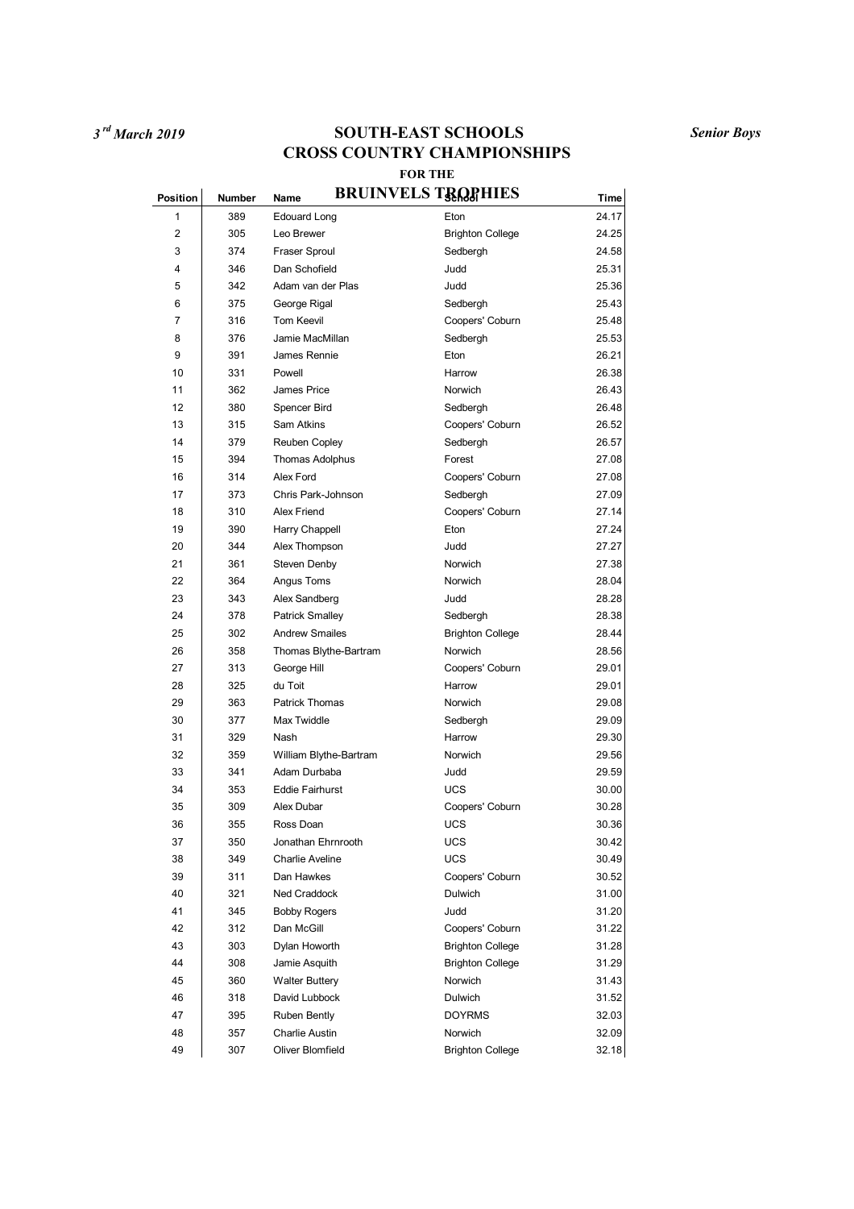*3rd March 2019*

# SOUTH-EAST SCHOOLS CROSS COUNTRY CHAMPIONSHIPS

**FOR THE**

## BRUINVELS TROPHIES

*Senior Boys*

| Position | Number | Name | School | Time |
|---|---|---|---|---|
| 1 | 389 | Edouard Long | Eton | 24.17 |
| 2 | 305 | Leo Brewer | Brighton College | 24.25 |
| 3 | 374 | Fraser Sproul | Sedbergh | 24.58 |
| 4 | 346 | Dan Schofield | Judd | 25.31 |
| 5 | 342 | Adam van der Plas | Judd | 25.36 |
| 6 | 375 | George Rigal | Sedbergh | 25.43 |
| 7 | 316 | Tom Keevil | Coopers' Coburn | 25.48 |
| 8 | 376 | Jamie MacMillan | Sedbergh | 25.53 |
| 9 | 391 | James Rennie | Eton | 26.21 |
| 10 | 331 | Powell | Harrow | 26.38 |
| 11 | 362 | James Price | Norwich | 26.43 |
| 12 | 380 | Spencer Bird | Sedbergh | 26.48 |
| 13 | 315 | Sam Atkins | Coopers' Coburn | 26.52 |
| 14 | 379 | Reuben Copley | Sedbergh | 26.57 |
| 15 | 394 | Thomas Adolphus | Forest | 27.08 |
| 16 | 314 | Alex Ford | Coopers' Coburn | 27.08 |
| 17 | 373 | Chris Park-Johnson | Sedbergh | 27.09 |
| 18 | 310 | Alex Friend | Coopers' Coburn | 27.14 |
| 19 | 390 | Harry Chappell | Eton | 27.24 |
| 20 | 344 | Alex Thompson | Judd | 27.27 |
| 21 | 361 | Steven Denby | Norwich | 27.38 |
| 22 | 364 | Angus Toms | Norwich | 28.04 |
| 23 | 343 | Alex Sandberg | Judd | 28.28 |
| 24 | 378 | Patrick Smalley | Sedbergh | 28.38 |
| 25 | 302 | Andrew Smailes | Brighton College | 28.44 |
| 26 | 358 | Thomas Blythe-Bartram | Norwich | 28.56 |
| 27 | 313 | George Hill | Coopers' Coburn | 29.01 |
| 28 | 325 | du Toit | Harrow | 29.01 |
| 29 | 363 | Patrick Thomas | Norwich | 29.08 |
| 30 | 377 | Max Twiddle | Sedbergh | 29.09 |
| 31 | 329 | Nash | Harrow | 29.30 |
| 32 | 359 | William Blythe-Bartram | Norwich | 29.56 |
| 33 | 341 | Adam Durbaba | Judd | 29.59 |
| 34 | 353 | Eddie Fairhurst | UCS | 30.00 |
| 35 | 309 | Alex Dubar | Coopers' Coburn | 30.28 |
| 36 | 355 | Ross Doan | UCS | 30.36 |
| 37 | 350 | Jonathan Ehrnrooth | UCS | 30.42 |
| 38 | 349 | Charlie Aveline | UCS | 30.49 |
| 39 | 311 | Dan Hawkes | Coopers' Coburn | 30.52 |
| 40 | 321 | Ned Craddock | Dulwich | 31.00 |
| 41 | 345 | Bobby Rogers | Judd | 31.20 |
| 42 | 312 | Dan McGill | Coopers' Coburn | 31.22 |
| 43 | 303 | Dylan Howorth | Brighton College | 31.28 |
| 44 | 308 | Jamie Asquith | Brighton College | 31.29 |
| 45 | 360 | Walter Buttery | Norwich | 31.43 |
| 46 | 318 | David Lubbock | Dulwich | 31.52 |
| 47 | 395 | Ruben Bently | DOYRMS | 32.03 |
| 48 | 357 | Charlie Austin | Norwich | 32.09 |
| 49 | 307 | Oliver Blomfield | Brighton College | 32.18 |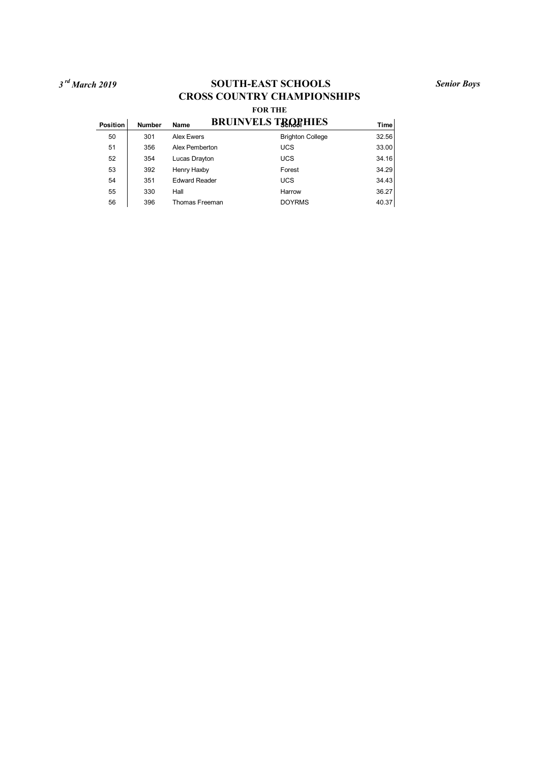*3[rd] March 2019*

# SOUTH-EAST SCHOOLS CROSS COUNTRY CHAMPIONSHIPS

**FOR THE**

## BRUINVELS TROPHIES

*Senior Boys*

| Position | Number | Name | School | Time |
|---|---|---|---|---|
| 50 | 301 | Alex Ewers | Brighton College | 32.56 |
| 51 | 356 | Alex Pemberton | UCS | 33.00 |
| 52 | 354 | Lucas Drayton | UCS | 34.16 |
| 53 | 392 | Henry Haxby | Forest | 34.29 |
| 54 | 351 | Edward Reader | UCS | 34.43 |
| 55 | 330 | Hall | Harrow | 36.27 |
| 56 | 396 | Thomas Freeman | DOYRMS | 40.37 |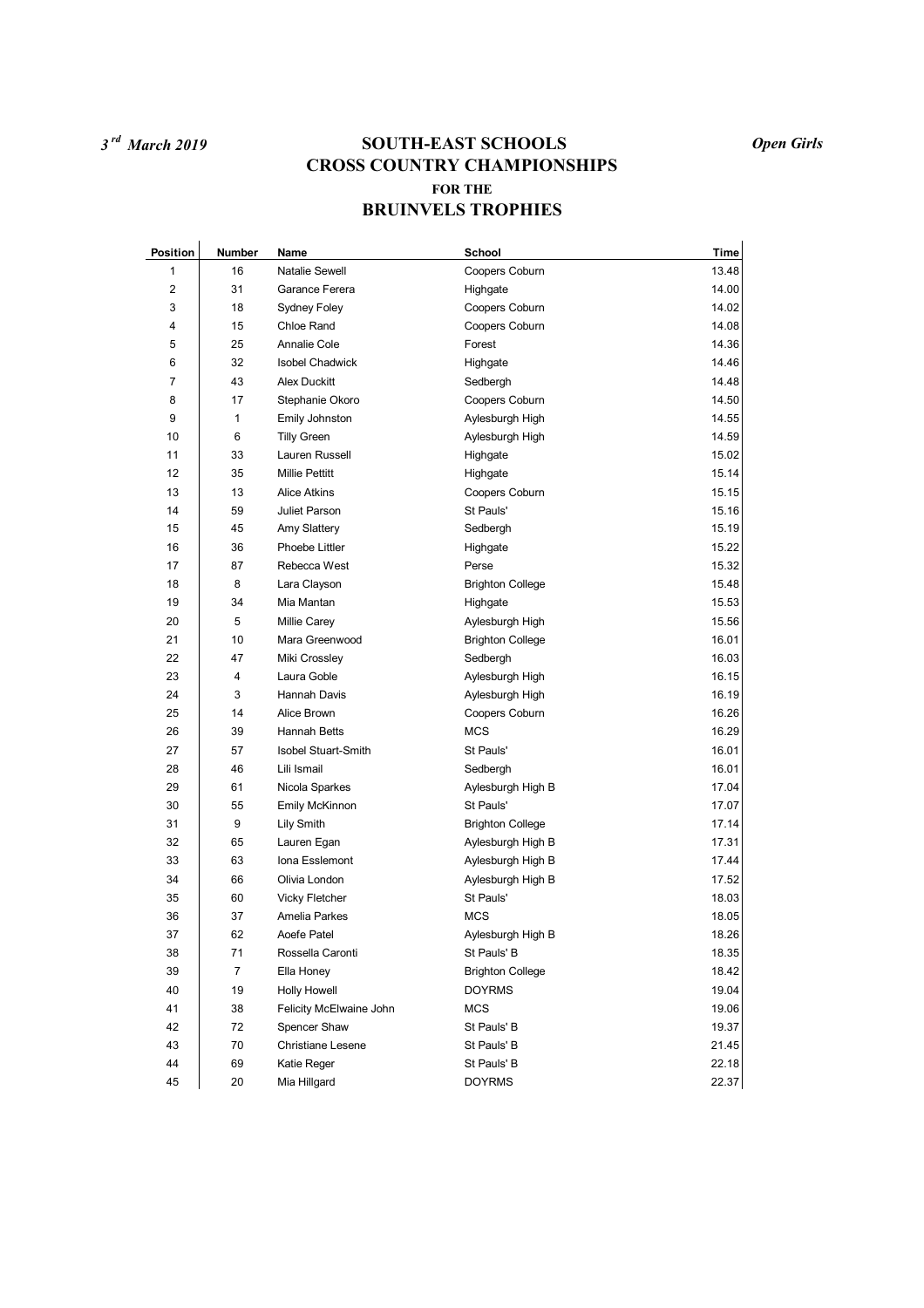*3rd March 2019*

# SOUTH-EAST SCHOOLS CROSS COUNTRY CHAMPIONSHIPS

### FOR THE

## BRUINVELS TROPHIES

***Open Girls***

| Position | Number | Name | School | Time |
|---|---|---|---|---|
| 1 | 16 | Natalie Sewell | Coopers Coburn | 13.48 |
| 2 | 31 | Garance Ferera | Highgate | 14.00 |
| 3 | 18 | Sydney Foley | Coopers Coburn | 14.02 |
| 4 | 15 | Chloe Rand | Coopers Coburn | 14.08 |
| 5 | 25 | Annalie Cole | Forest | 14.36 |
| 6 | 32 | Isobel Chadwick | Highgate | 14.46 |
| 7 | 43 | Alex Duckitt | Sedbergh | 14.48 |
| 8 | 17 | Stephanie Okoro | Coopers Coburn | 14.50 |
| 9 | 1 | Emily Johnston | Aylesburgh High | 14.55 |
| 10 | 6 | Tilly Green | Aylesburgh High | 14.59 |
| 11 | 33 | Lauren Russell | Highgate | 15.02 |
| 12 | 35 | Millie Pettitt | Highgate | 15.14 |
| 13 | 13 | Alice Atkins | Coopers Coburn | 15.15 |
| 14 | 59 | Juliet Parson | St Pauls' | 15.16 |
| 15 | 45 | Amy Slattery | Sedbergh | 15.19 |
| 16 | 36 | Phoebe Littler | Highgate | 15.22 |
| 17 | 87 | Rebecca West | Perse | 15.32 |
| 18 | 8 | Lara Clayson | Brighton College | 15.48 |
| 19 | 34 | Mia Mantan | Highgate | 15.53 |
| 20 | 5 | Millie Carey | Aylesburgh High | 15.56 |
| 21 | 10 | Mara Greenwood | Brighton College | 16.01 |
| 22 | 47 | Miki Crossley | Sedbergh | 16.03 |
| 23 | 4 | Laura Goble | Aylesburgh High | 16.15 |
| 24 | 3 | Hannah Davis | Aylesburgh High | 16.19 |
| 25 | 14 | Alice Brown | Coopers Coburn | 16.26 |
| 26 | 39 | Hannah Betts | MCS | 16.29 |
| 27 | 57 | Isobel Stuart-Smith | St Pauls' | 16.01 |
| 28 | 46 | Lili Ismail | Sedbergh | 16.01 |
| 29 | 61 | Nicola Sparkes | Aylesburgh High B | 17.04 |
| 30 | 55 | Emily McKinnon | St Pauls' | 17.07 |
| 31 | 9 | Lily Smith | Brighton College | 17.14 |
| 32 | 65 | Lauren Egan | Aylesburgh High B | 17.31 |
| 33 | 63 | Iona Esslemont | Aylesburgh High B | 17.44 |
| 34 | 66 | Olivia London | Aylesburgh High B | 17.52 |
| 35 | 60 | Vicky Fletcher | St Pauls' | 18.03 |
| 36 | 37 | Amelia Parkes | MCS | 18.05 |
| 37 | 62 | Aoefe Patel | Aylesburgh High B | 18.26 |
| 38 | 71 | Rossella Caronti | St Pauls' B | 18.35 |
| 39 | 7 | Ella Honey | Brighton College | 18.42 |
| 40 | 19 | Holly Howell | DOYRMS | 19.04 |
| 41 | 38 | Felicity McElwaine John | MCS | 19.06 |
| 42 | 72 | Spencer Shaw | St Pauls' B | 19.37 |
| 43 | 70 | Christiane Lesene | St Pauls' B | 21.45 |
| 44 | 69 | Katie Reger | St Pauls' B | 22.18 |
| 45 | 20 | Mia Hillgard | DOYRMS | 22.37 |